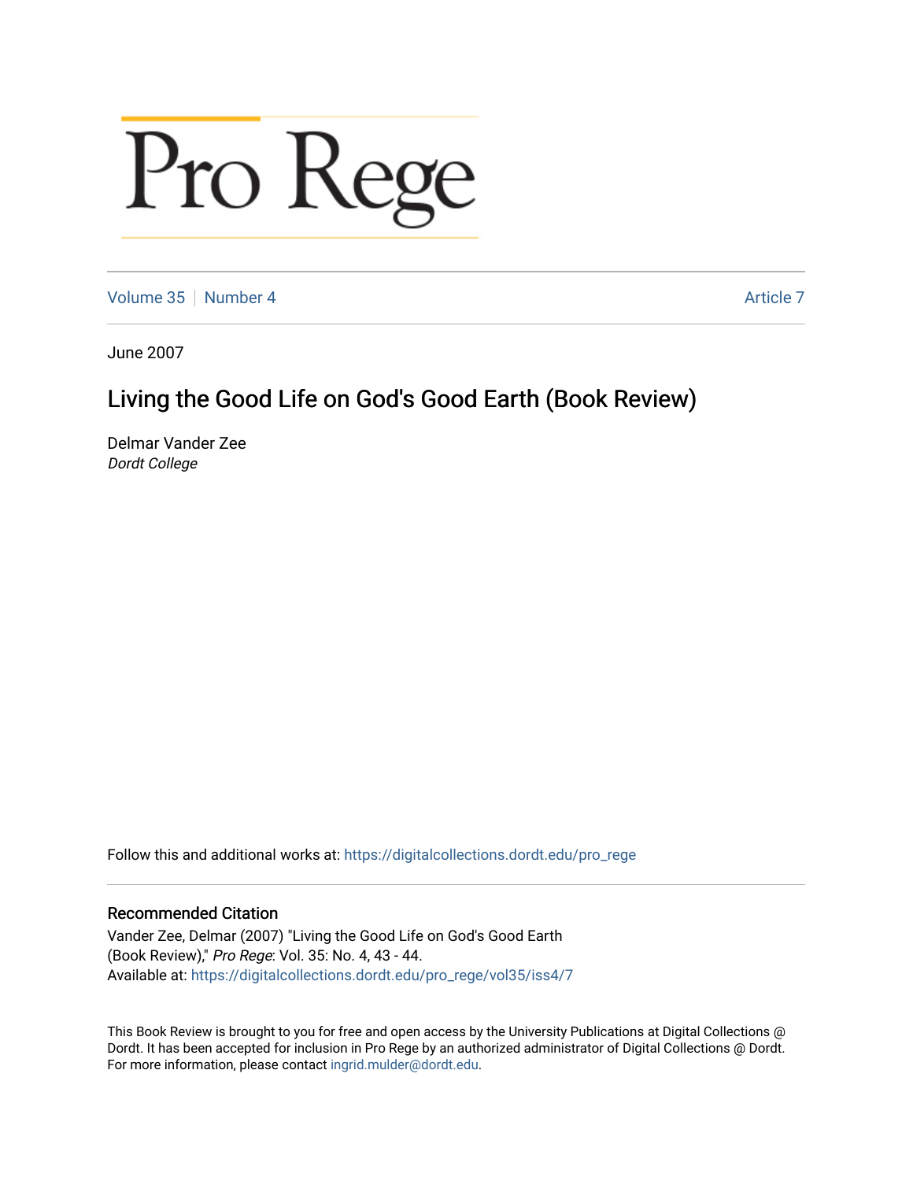# Pro Rege

Volume 35 | Number 4 | Article 7

June 2007

## Living the Good Life on God's Good Earth (Book Review)

Delmar Vander Zee
*Dordt College*

Follow this and additional works at: https://digitalcollections.dordt.edu/pro_rege

### Recommended Citation

Vander Zee, Delmar (2007) "Living the Good Life on God's Good Earth (Book Review)," *Pro Rege*: Vol. 35: No. 4, 43 - 44.
Available at: https://digitalcollections.dordt.edu/pro_rege/vol35/iss4/7

This Book Review is brought to you for free and open access by the University Publications at Digital Collections @ Dordt. It has been accepted for inclusion in Pro Rege by an authorized administrator of Digital Collections @ Dordt. For more information, please contact ingrid.mulder@dordt.edu.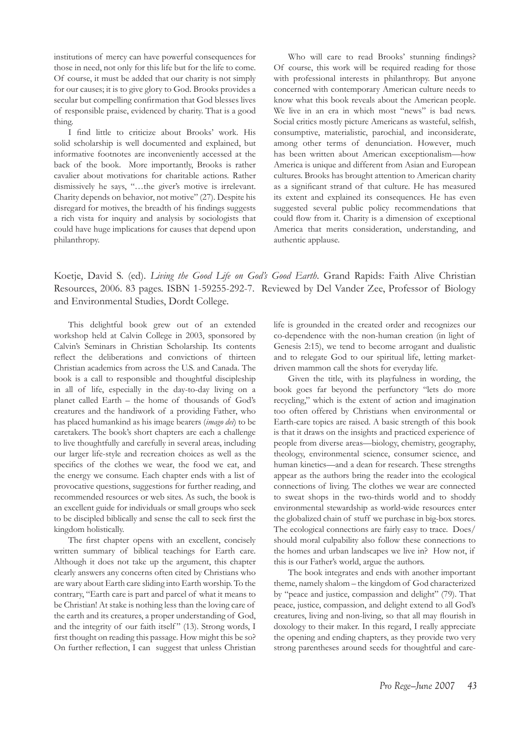institutions of mercy can have powerful consequences for those in need, not only for this life but for the life to come. Of course, it must be added that our charity is not simply for our causes; it is to give glory to God. Brooks provides a secular but compelling confirmation that God blesses lives of responsible praise, evidenced by charity. That is a good thing.

I find little to criticize about Brooks' work. His solid scholarship is well documented and explained, but informative footnotes are inconveniently accessed at the back of the book. More importantly, Brooks is rather cavalier about motivations for charitable actions. Rather dismissively he says, "…the giver's motive is irrelevant. Charity depends on behavior, not motive" (27). Despite his disregard for motives, the breadth of his findings suggests a rich vista for inquiry and analysis by sociologists that could have huge implications for causes that depend upon philanthropy.

Who will care to read Brooks' stunning findings? Of course, this work will be required reading for those with professional interests in philanthropy. But anyone concerned with contemporary American culture needs to know what this book reveals about the American people. We live in an era in which most "news" is bad news. Social critics mostly picture Americans as wasteful, selfish, consumptive, materialistic, parochial, and inconsiderate, among other terms of denunciation. However, much has been written about American exceptionalism—how America is unique and different from Asian and European cultures. Brooks has brought attention to American charity as a significant strand of that culture. He has measured its extent and explained its consequences. He has even suggested several public policy recommendations that could flow from it. Charity is a dimension of exceptional America that merits consideration, understanding, and authentic applause.

## Koetje, David S. (ed). *Living the Good Life on God's Good Earth*. Grand Rapids: Faith Alive Christian Resources, 2006. 83 pages. ISBN 1-59255-292-7. Reviewed by Del Vander Zee, Professor of Biology and Environmental Studies, Dordt College.

This delightful book grew out of an extended workshop held at Calvin College in 2003, sponsored by Calvin's Seminars in Christian Scholarship. Its contents reflect the deliberations and convictions of thirteen Christian academics from across the U.S. and Canada. The book is a call to responsible and thoughtful discipleship in all of life, especially in the day-to-day living on a planet called Earth – the home of thousands of God's creatures and the handiwork of a providing Father, who has placed humankind as his image bearers (*imago dei*) to be caretakers. The book's short chapters are each a challenge to live thoughtfully and carefully in several areas, including our larger life-style and recreation choices as well as the specifics of the clothes we wear, the food we eat, and the energy we consume. Each chapter ends with a list of provocative questions, suggestions for further reading, and recommended resources or web sites. As such, the book is an excellent guide for individuals or small groups who seek to be discipled biblically and sense the call to seek first the kingdom holistically.

The first chapter opens with an excellent, concisely written summary of biblical teachings for Earth care. Although it does not take up the argument, this chapter clearly answers any concerns often cited by Christians who are wary about Earth care sliding into Earth worship. To the contrary, "Earth care is part and parcel of what it means to be Christian! At stake is nothing less than the loving care of the earth and its creatures, a proper understanding of God, and the integrity of our faith itself" (13). Strong words, I first thought on reading this passage. How might this be so? On further reflection, I can suggest that unless Christian life is grounded in the created order and recognizes our co-dependence with the non-human creation (in light of Genesis 2:15), we tend to become arrogant and dualistic and to relegate God to our spiritual life, letting market-driven mammon call the shots for everyday life.

Given the title, with its playfulness in wording, the book goes far beyond the perfunctory "lets do more recycling," which is the extent of action and imagination too often offered by Christians when environmental or Earth-care topics are raised. A basic strength of this book is that it draws on the insights and practiced experience of people from diverse areas—biology, chemistry, geography, theology, environmental science, consumer science, and human kinetics—and a dean for research. These strengths appear as the authors bring the reader into the ecological connections of living. The clothes we wear are connected to sweat shops in the two-thirds world and to shoddy environmental stewardship as world-wide resources enter the globalized chain of stuff we purchase in big-box stores. The ecological connections are fairly easy to trace. Does/should moral culpability also follow these connections to the homes and urban landscapes we live in? How not, if this is our Father's world, argue the authors.

The book integrates and ends with another important theme, namely shalom – the kingdom of God characterized by "peace and justice, compassion and delight" (79). That peace, justice, compassion, and delight extend to all God's creatures, living and non-living, so that all may flourish in doxology to their maker. In this regard, I really appreciate the opening and ending chapters, as they provide two very strong parentheses around seeds for thoughtful and care-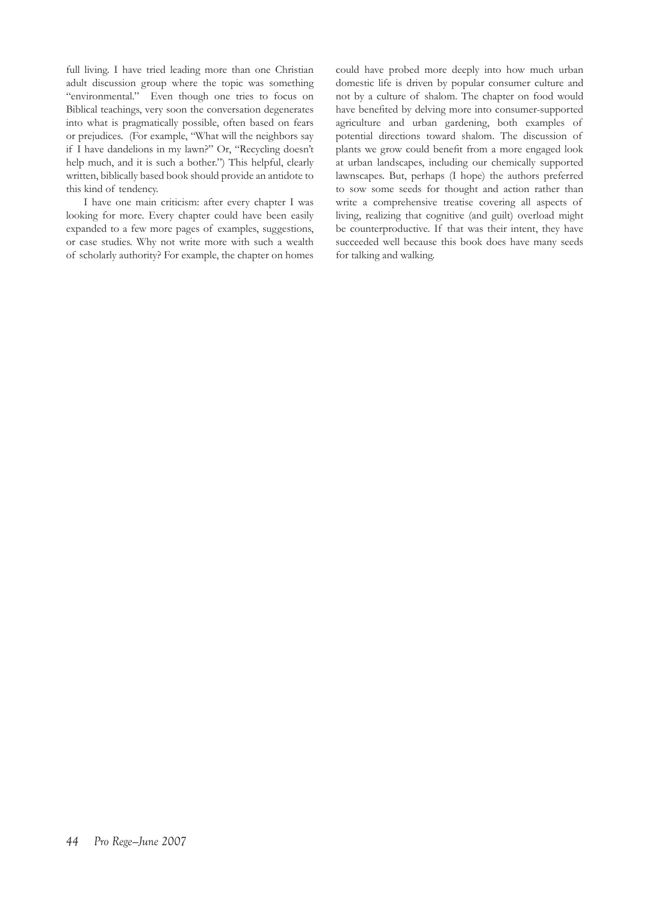full living. I have tried leading more than one Christian adult discussion group where the topic was something "environmental." Even though one tries to focus on Biblical teachings, very soon the conversation degenerates into what is pragmatically possible, often based on fears or prejudices. (For example, "What will the neighbors say if I have dandelions in my lawn?" Or, "Recycling doesn't help much, and it is such a bother.") This helpful, clearly written, biblically based book should provide an antidote to this kind of tendency.

I have one main criticism: after every chapter I was looking for more. Every chapter could have been easily expanded to a few more pages of examples, suggestions, or case studies. Why not write more with such a wealth of scholarly authority? For example, the chapter on homes could have probed more deeply into how much urban domestic life is driven by popular consumer culture and not by a culture of shalom. The chapter on food would have benefited by delving more into consumer-supported agriculture and urban gardening, both examples of potential directions toward shalom. The discussion of plants we grow could benefit from a more engaged look at urban landscapes, including our chemically supported lawnscapes. But, perhaps (I hope) the authors preferred to sow some seeds for thought and action rather than write a comprehensive treatise covering all aspects of living, realizing that cognitive (and guilt) overload might be counterproductive. If that was their intent, they have succeeded well because this book does have many seeds for talking and walking.